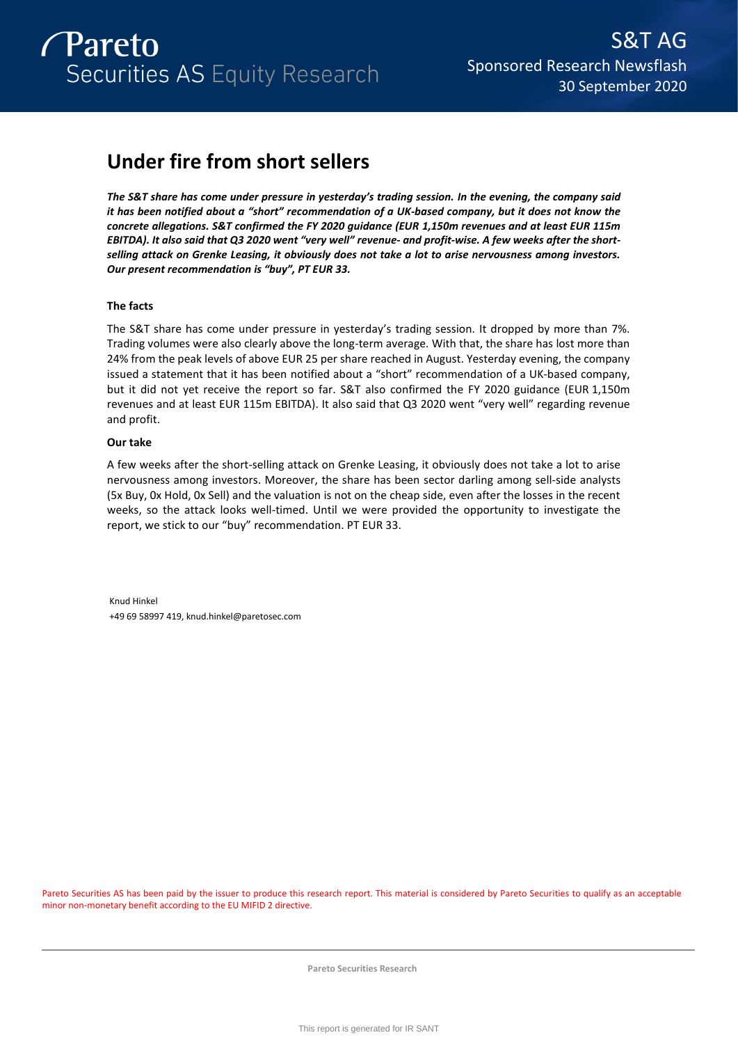Pareto Securities AS Equity Research

S&T AG
Sponsored Research Newsflash
30 September 2020

# Under fire from short sellers

***The S&T share has come under pressure in yesterday's trading session. In the evening, the company said it has been notified about a "short" recommendation of a UK-based company, but it does not know the concrete allegations. S&T confirmed the FY 2020 guidance (EUR 1,150m revenues and at least EUR 115m EBITDA). It also said that Q3 2020 went "very well" revenue- and profit-wise. A few weeks after the short-selling attack on Grenke Leasing, it obviously does not take a lot to arise nervousness among investors. Our present recommendation is "buy", PT EUR 33.***

### The facts

The S&T share has come under pressure in yesterday's trading session. It dropped by more than 7%. Trading volumes were also clearly above the long-term average. With that, the share has lost more than 24% from the peak levels of above EUR 25 per share reached in August. Yesterday evening, the company issued a statement that it has been notified about a "short" recommendation of a UK-based company, but it did not yet receive the report so far. S&T also confirmed the FY 2020 guidance (EUR 1,150m revenues and at least EUR 115m EBITDA). It also said that Q3 2020 went "very well" regarding revenue and profit.

### Our take

A few weeks after the short-selling attack on Grenke Leasing, it obviously does not take a lot to arise nervousness among investors. Moreover, the share has been sector darling among sell-side analysts (5x Buy, 0x Hold, 0x Sell) and the valuation is not on the cheap side, even after the losses in the recent weeks, so the attack looks well-timed. Until we were provided the opportunity to investigate the report, we stick to our "buy" recommendation. PT EUR 33.

Knud Hinkel
+49 69 58997 419, knud.hinkel@paretosec.com

Pareto Securities AS has been paid by the issuer to produce this research report. This material is considered by Pareto Securities to qualify as an acceptable minor non-monetary benefit according to the EU MIFID 2 directive.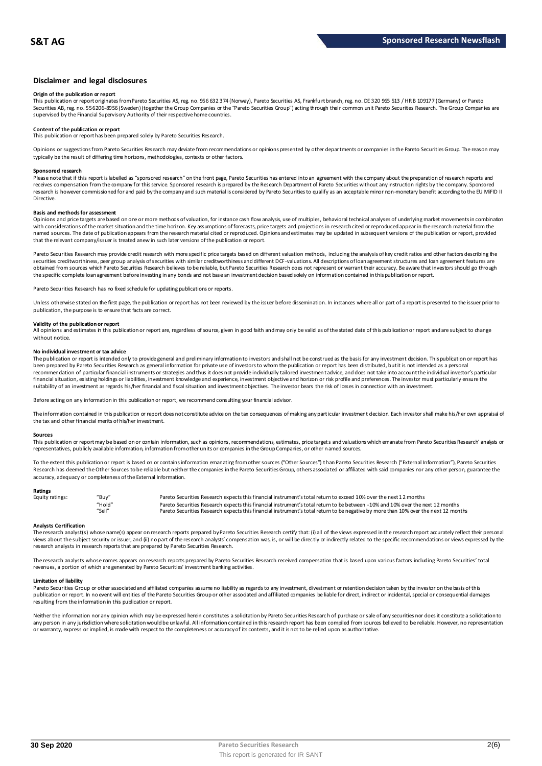## Disclaimer and legal disclosures

**Origin of the publication or report**

This publication or report originates from Pareto Securities AS, reg. no. 956 632 374 (Norway), Pareto Securities AS, Frankfurt branch, reg. no. DE 320 965 513 / HR B 109177 (Germany) or Pareto Securities AB, reg. no. 556206-8956 (Sweden) (together the Group Companies or the "Pareto Securities Group") acting through their common unit Pareto Securities Research. The Group Companies are supervised by the Financial Supervisory Authority of their respective home countries.

**Content of the publication or report**

This publication or report has been prepared solely by Pareto Securities Research.

Opinions or suggestions from Pareto Securities Research may deviate from recommendations or opinions presented by other departments or companies in the Pareto Securities Group. The reason may typically be the result of differing time horizons, methodologies, contexts or other factors.

**Sponsored research**

Please note that if this report is labelled as "sponsored research" on the front page, Pareto Securities has entered into an agreement with the company about the preparation of research reports and receives compensation from the company for this service. Sponsored research is prepared by the Research Department of Pareto Securities without any instruction rights by the company. Sponsored research is however commissioned for and paid by the company and such material is considered by Pareto Securities to qualify as an acceptable minor non-monetary benefit according to the EU MiFID II Directive.

**Basis and methods for assessment**

Opinions and price targets are based on one or more methods of valuation, for instance cash flow analysis, use of multiples, behavioral technical analyses of underlying market movements in combination with considerations of the market situation and the time horizon. Key assumptions of forecasts, price targets and projections in research cited or reproduced appear in the research material from the named sources. The date of publication appears from the research material cited or reproduced. Opinions and estimates may be updated in subsequent versions of the publication or report, provided that the relevant company/issuer is treated anew in such later versions of the publication or report.

Pareto Securities Research may provide credit research with more specific price targets based on different valuation methods, including the analysis of key credit ratios and other factors describing the securities creditworthiness, peer group analysis of securities with similar creditworthiness and different DCF-valuations. All descriptions of loan agreement structures and loan agreement features are obtained from sources which Pareto Securities Research believes to be reliable, but Pareto Securities Research does not represent or warrant their accuracy. Be aware that investors should go through the specific complete loan agreement before investing in any bonds and not base an investment decision based solely on information contained in this publication or report.

Pareto Securities Research has no fixed schedule for updating publications or reports.

Unless otherwise stated on the first page, the publication or report has not been reviewed by the issuer before dissemination. In instances where all or part of a report is presented to the issuer prior to publication, the purpose is to ensure that facts are correct.

**Validity of the publication or report**

All opinions and estimates in this publication or report are, regardless of source, given in good faith and may only be valid as of the stated date of this publication or report and are subject to change without notice.

**No individual investment or tax advice**

The publication or report is intended only to provide general and preliminary information to investors and shall not be construed as the basis for any investment decision. This publication or report has been prepared by Pareto Securities Research as general information for private use of investors to whom the publication or report has been distributed, but it is not intended as a personal recommendation of particular financial instruments or strategies and thus it does not provide individually tailored investment advice, and does not take into account the individual investor's particular financial situation, existing holdings or liabilities, investment knowledge and experience, investment objective and horizon or risk profile and preferences. The investor must particularly ensure the suitability of an investment as regards his/her financial and fiscal situation and investment objectives. The investor bears the risk of losses in connection with an investment.

Before acting on any information in this publication or report, we recommend consulting your financial advisor.

The information contained in this publication or report does not constitute advice on the tax consequences of making any particular investment decision. Each investor shall make his/her own appraisal of the tax and other financial merits of his/her investment.

**Sources**

This publication or report may be based on or contain information, such as opinions, recommendations, estimates, price targets and valuations which emanate from Pareto Securities Research' analysts or representatives, publicly available information, information from other units or companies in the Group Companies, or other named sources.

To the extent this publication or report is based on or contains information emanating from other sources ("Other Sources") than Pareto Securities Research ("External Information"), Pareto Securities Research has deemed the Other Sources to be reliable but neither the companies in the Pareto Securities Group, others associated or affiliated with said companies nor any other person, guarantee the accuracy, adequacy or completeness of the External Information.

**Ratings**

| Equity ratings: | "Buy" | Pareto Securities Research expects this financial instrument's total return to exceed 10% over the next 12 months |
|---|---|---|
| | "Hold" | Pareto Securities Research expects this financial instrument's total return to be between -10% and 10% over the next 12 months |
| | "Sell" | Pareto Securities Research expects this financial instrument's total return to be negative by more than 10% over the next 12 months |

**Analysts Certification**

The research analyst(s) whose name(s) appear on research reports prepared by Pareto Securities Research certify that: (i) all of the views expressed in the research report accurately reflect their personal views about the subject security or issuer, and (ii) no part of the research analysts' compensation was, is, or will be directly or indirectly related to the specific recommendations or views expressed by the research analysts in research reports that are prepared by Pareto Securities Research.

The research analysts whose names appears on research reports prepared by Pareto Securities Research received compensation that is based upon various factors including Pareto Securities' total revenues, a portion of which are generated by Pareto Securities' investment banking activities.

**Limitation of liability**

Pareto Securities Group or other associated and affiliated companies assume no liability as regards to any investment, divestment or retention decision taken by the investor on the basis of this publication or report. In no event will entities of the Pareto Securities Group or other associated and affiliated companies be liable for direct, indirect or incidental, special or consequential damages resulting from the information in this publication or report.

Neither the information nor any opinion which may be expressed herein constitutes a solicitation by Pareto Securities Research of purchase or sale of any securities nor does it constitute a solicitation to any person in any jurisdiction where solicitation would be unlawful. All information contained in this research report has been compiled from sources believed to be reliable. However, no representation or warranty, express or implied, is made with respect to the completeness or accuracy of its contents, and it is not to be relied upon as authoritative.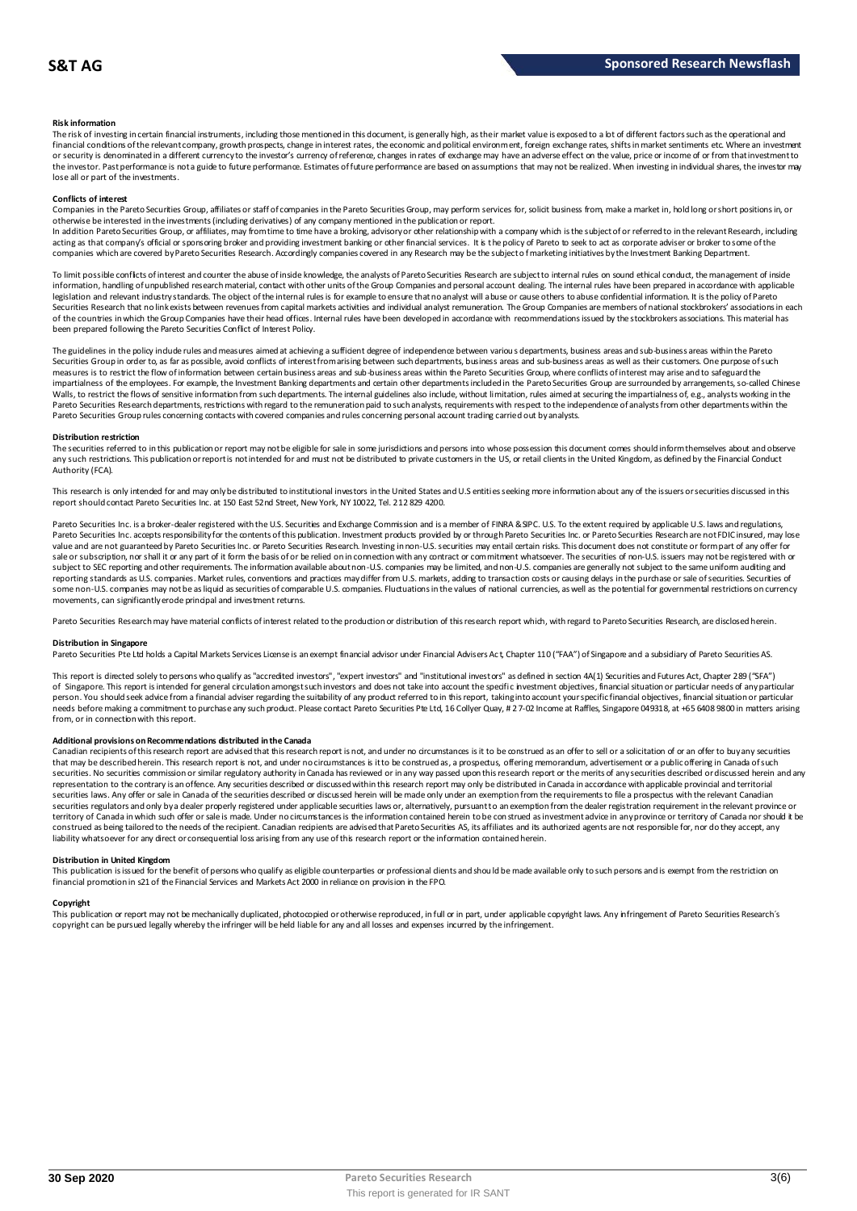#### Risk information

The risk of investing in certain financial instruments, including those mentioned in this document, is generally high, as their market value is exposed to a lot of different factors such as the operational and financial conditions of the relevant company, growth prospects, change in interest rates, the economic and political environment, foreign exchange rates, shifts in market sentiments etc. Where an investment or security is denominated in a different currency to the investor's currency of reference, changes in rates of exchange may have an adverse effect on the value, price or income of or from that investment to the investor. Past performance is not a guide to future performance. Estimates of future performance are based on assumptions that may not be realized. When investing in individual shares, the investor may lose all or part of the investments.

#### Conflicts of interest

Companies in the Pareto Securities Group, affiliates or staff of companies in the Pareto Securities Group, may perform services for, solicit business from, make a market in, hold long or short positions in, or otherwise be interested in the investments (including derivatives) of any company mentioned in the publication or report.

In addition Pareto Securities Group, or affiliates, may from time to time have a broking, advisory or other relationship with a company which is the subject of or referred to in the relevant Research, including acting as that company's official or sponsoring broker and providing investment banking or other financial services. It is the policy of Pareto to seek to act as corporate adviser or broker to some of the companies which are covered by Pareto Securities Research. Accordingly companies covered in any Research may be the subject of marketing initiatives by the Investment Banking Department.

To limit possible conflicts of interest and counter the abuse of inside knowledge, the analysts of Pareto Securities Research are subject to internal rules on sound ethical conduct, the management of inside information, handling of unpublished research material, contact with other units of the Group Companies and personal account dealing. The internal rules have been prepared in accordance with applicable legislation and relevant industry standards. The object of the internal rules is for example to ensure that no analyst will abuse or cause others to abuse confidential information. It is the policy of Pareto Securities Research that no link exists between revenues from capital markets activities and individual analyst remuneration. The Group Companies are members of national stockbrokers' associations in each of the countries in which the Group Companies have their head offices. Internal rules have been developed in accordance with recommendations issued by the stockbrokers associations. This material has been prepared following the Pareto Securities Conflict of Interest Policy.

The guidelines in the policy include rules and measures aimed at achieving a sufficient degree of independence between various departments, business areas and sub-business areas within the Pareto Securities Group in order to, as far as possible, avoid conflicts of interest from arising between such departments, business areas and sub-business areas as well as their customers. One purpose of such measures is to restrict the flow of information between certain business areas and sub-business areas within the Pareto Securities Group, where conflicts of interest may arise and to safeguard the impartialness of the employees. For example, the Investment Banking departments and certain other departments included in the Pareto Securities Group are surrounded by arrangements, so-called Chinese Walls, to restrict the flows of sensitive information from such departments. The internal guidelines also include, without limitation, rules aimed at securing the impartialness of, e.g., analysts working in the Pareto Securities Research departments, restrictions with regard to the remuneration paid to such analysts, requirements with respect to the independence of analysts from other departments within the Pareto Securities Group rules concerning contacts with covered companies and rules concerning personal account trading carried out by analysts.

#### Distribution restriction

The securities referred to in this publication or report may not be eligible for sale in some jurisdictions and persons into whose possession this document comes should inform themselves about and observe any such restrictions. This publication or report is not intended for and must not be distributed to private customers in the US, or retail clients in the United Kingdom, as defined by the Financial Conduct Authority (FCA).

This research is only intended for and may only be distributed to institutional investors in the United States and U.S entities seeking more information about any of the issuers or securities discussed in this report should contact Pareto Securities Inc. at 150 East 52nd Street, New York, NY 10022, Tel. 212 829 4200.

Pareto Securities Inc. is a broker-dealer registered with the U.S. Securities and Exchange Commission and is a member of FINRA & SIPC. U.S. To the extent required by applicable U.S. laws and regulations, Pareto Securities Inc. accepts responsibility for the contents of this publication. Investment products provided by or through Pareto Securities Inc. or Pareto Securities Research are not FDIC insured, may lose value and are not guaranteed by Pareto Securities Inc. or Pareto Securities Research. Investing in non-U.S. securities may entail certain risks. This document does not constitute or form part of any offer for sale or subscription, nor shall it or any part of it form the basis of or be relied on in connection with any contract or commitment whatsoever. The securities of non-U.S. issuers may not be registered with or subject to SEC reporting and other requirements. The information available about non-U.S. companies may be limited, and non-U.S. companies are generally not subject to the same uniform auditing and reporting standards as U.S. companies. Market rules, conventions and practices may differ from U.S. markets, adding to transaction costs or causing delays in the purchase or sale of securities. Securities of some non-U.S. companies may not be as liquid as securities of comparable U.S. companies. Fluctuations in the values of national currencies, as well as the potential for governmental restrictions on currency movements, can significantly erode principal and investment returns.

Pareto Securities Research may have material conflicts of interest related to the production or distribution of this research report which, with regard to Pareto Securities Research, are disclosed herein.

#### Distribution in Singapore

Pareto Securities Pte Ltd holds a Capital Markets Services License is an exempt financial advisor under Financial Advisers Act, Chapter 110 ("FAA") of Singapore and a subsidiary of Pareto Securities AS.

This report is directed solely to persons who qualify as "accredited investors", "expert investors" and "institutional investors" as defined in section 4A(1) Securities and Futures Act, Chapter 289 ("SFA") of Singapore. This report is intended for general circulation amongst such investors and does not take into account the specific investment objectives, financial situation or particular needs of any particular person. You should seek advice from a financial adviser regarding the suitability of any product referred to in this report, taking into account your specific financial objectives, financial situation or particular needs before making a commitment to purchase any such product. Please contact Pareto Securities Pte Ltd, 16 Collyer Quay, # 27-02 Income at Raffles, Singapore 049318, at +65 6408 9800 in matters arising from, or in connection with this report.

#### Additional provisions on Recommendations distributed in the Canada

Canadian recipients of this research report are advised that this research report is not, and under no circumstances is it to be construed as an offer to sell or a solicitation of or an offer to buy any securities that may be described herein. This research report is not, and under no circumstances is it to be construed as, a prospectus, offering memorandum, advertisement or a public offering in Canada of such securities. No securities commission or similar regulatory authority in Canada has reviewed or in any way passed upon this research report or the merits of any securities described or discussed herein and any representation to the contrary is an offence. Any securities described or discussed within this research report may only be distributed in Canada in accordance with applicable provincial and territorial securities laws. Any offer or sale in Canada of the securities described or discussed herein will be made only under an exemption from the requirements to file a prospectus with the relevant Canadian securities regulators and only by a dealer properly registered under applicable securities laws or, alternatively, pursuant to an exemption from the dealer registration requirement in the relevant province or territory of Canada in which such offer or sale is made. Under no circumstances is the information contained herein to be construed as investment advice in any province or territory of Canada nor should it be construed as being tailored to the needs of the recipient. Canadian recipients are advised that Pareto Securities AS, its affiliates and its authorized agents are not responsible for, nor do they accept, any liability whatsoever for any direct or consequential loss arising from any use of this research report or the information contained herein.

#### Distribution in United Kingdom

This publication is issued for the benefit of persons who qualify as eligible counterparties or professional clients and should be made available only to such persons and is exempt from the restriction on financial promotion in s21 of the Financial Services and Markets Act 2000 in reliance on provision in the FPO.

#### Copyright

This publication or report may not be mechanically duplicated, photocopied or otherwise reproduced, in full or in part, under applicable copyright laws. Any infringement of Pareto Securities Research's copyright can be pursued legally whereby the infringer will be held liable for any and all losses and expenses incurred by the infringement.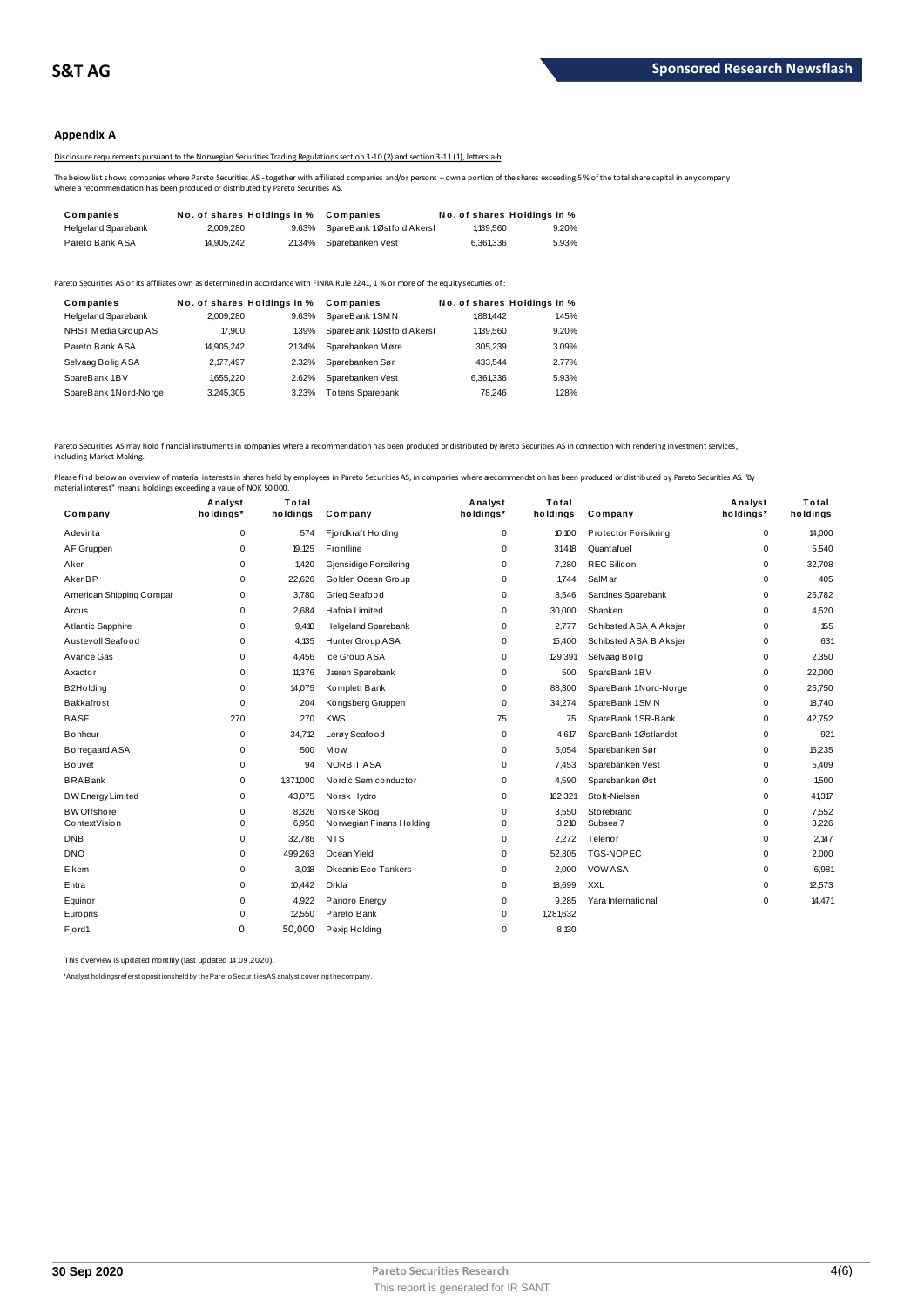## Appendix A

Disclosure requirements pursuant to the Norwegian Securities Trading Regulations section 3-10 (2) and section 3-11 (1), letters a-b

The below list shows companies where Pareto Securities AS - together with affiliated companies and/or persons – own a portion of the shares exceeding 5 % of the total share capital in any company where a recommendation has been produced or distributed by Pareto Securities AS.

| Companies | No. of shares | Holdings in % | Companies | No. of shares | Holdings in % |
|---|---|---|---|---|---|
| Helgeland Sparebank | 2,009,280 | 9.63% | SpareBank 1 Østfold Akersl | 1,139,560 | 9.20% |
| Pareto Bank ASA | 14,905,242 | 21.34% | Sparebanken Vest | 6,361,336 | 5.93% |

Pareto Securities AS or its affiliates own as determined in accordance with FINRA Rule 2241, 1 % or more of the equity securities of:

| Companies | No. of shares | Holdings in % | Companies | No. of shares | Holdings in % |
|---|---|---|---|---|---|
| Helgeland Sparebank | 2,009,280 | 9.63% | SpareBank 1 SMN | 1,881,442 | 1.45% |
| NHST Media Group AS | 17,900 | 1.39% | SpareBank 1 Østfold Akersl | 1,139,560 | 9.20% |
| Pareto Bank ASA | 14,905,242 | 21.34% | Sparebanken Møre | 305,239 | 3.09% |
| Selvaag Bolig ASA | 2,177,497 | 2.32% | Sparebanken Sør | 433,544 | 2.77% |
| SpareBank 1 BV | 1,655,220 | 2.62% | Sparebanken Vest | 6,361,336 | 5.93% |
| SpareBank 1 Nord-Norge | 3,245,305 | 3.23% | Totens Sparebank | 78,246 | 1.28% |

Pareto Securities AS may hold financial instruments in companies where a recommendation has been produced or distributed by Pareto Securities AS in connection with rendering investment services, including Market Making.

Please find below an overview of material interests in shares held by employees in Pareto Securities AS, in companies where a recommendation has been produced or distributed by Pareto Securities AS. "By material interest" means holdings exceeding a value of NOK 50 000.

| Company | Analyst holdings* | Total holdings | Company | Analyst holdings* | Total holdings | Company | Analyst holdings* | Total holdings |
|---|---|---|---|---|---|---|---|---|
| Adevinta | 0 | 574 | Fjordkraft Holding | 0 | 10,100 | Protector Forsikring | 0 | 14,000 |
| AF Gruppen | 0 | 19,125 | Frontline | 0 | 31,418 | Quantafuel | 0 | 5,540 |
| Aker | 0 | 1,420 | Gjensidige Forsikring | 0 | 7,280 | REC Silicon | 0 | 32,708 |
| Aker BP | 0 | 22,626 | Golden Ocean Group | 0 | 1,744 | SalMar | 0 | 405 |
| American Shipping Compar | 0 | 3,780 | Grieg Seafood | 0 | 8,546 | Sandnes Sparebank | 0 | 25,782 |
| Arcus | 0 | 2,684 | Hafnia Limited | 0 | 30,000 | Sbanken | 0 | 4,520 |
| Atlantic Sapphire | 0 | 9,410 | Helgeland Sparebank | 0 | 2,777 | Schibsted ASA A Aksjer | 0 | 155 |
| Austevoll Seafood | 0 | 4,135 | Hunter Group ASA | 0 | 15,400 | Schibsted ASA B Aksjer | 0 | 631 |
| Avance Gas | 0 | 4,456 | Ice Group ASA | 0 | 129,391 | Selvaag Bolig | 0 | 2,350 |
| Axactor | 0 | 11,376 | Jæren Sparebank | 0 | 500 | SpareBank 1 BV | 0 | 22,000 |
| B2Holding | 0 | 14,075 | Komplett Bank | 0 | 88,300 | SpareBank 1 Nord-Norge | 0 | 25,750 |
| Bakkafrost | 0 | 204 | Kongsberg Gruppen | 0 | 34,274 | SpareBank 1 SMN | 0 | 18,740 |
| BASF | 270 | 270 | KWS | 75 | 75 | SpareBank 1 SR-Bank | 0 | 42,752 |
| Bonheur | 0 | 34,712 | Lerøy Seafood | 0 | 4,617 | SpareBank 1 Østlandet | 0 | 921 |
| Borregaard ASA | 0 | 500 | Mowi | 0 | 5,054 | Sparebanken Sør | 0 | 16,235 |
| Bouvet | 0 | 94 | NORBIT ASA | 0 | 7,453 | Sparebanken Vest | 0 | 5,409 |
| BRABank | 0 | 1,371,000 | Nordic Semiconductor | 0 | 4,590 | Sparebanken Øst | 0 | 1,500 |
| BW Energy Limited | 0 | 43,075 | Norsk Hydro | 0 | 102,321 | Stolt-Nielsen | 0 | 41,317 |
| BW Offshore | 0 | 8,326 | Norske Skog | 0 | 3,550 | Storebrand | 0 | 7,552 |
| ContextVision | 0 | 6,950 | Norwegian Finans Holding | 0 | 3,210 | Subsea 7 | 0 | 3,226 |
| DNB | 0 | 32,786 | NTS | 0 | 2,272 | Telenor | 0 | 2,147 |
| DNO | 0 | 499,263 | Ocean Yield | 0 | 52,305 | TGS-NOPEC | 0 | 2,000 |
| Elkem | 0 | 3,018 | Okeanis Eco Tankers | 0 | 2,000 | VOW ASA | 0 | 6,981 |
| Entra | 0 | 10,442 | Orkla | 0 | 18,699 | XXL | 0 | 12,573 |
| Equinor | 0 | 4,922 | Panoro Energy | 0 | 9,285 | Yara International | 0 | 14,471 |
| Europris | 0 | 12,550 | Pareto Bank | 0 | 1,281,632 | | | |
| Fjord1 | 0 | 50,000 | Pexip Holding | 0 | 8,130 | | | |

This overview is updated monthly (last updated 14.09.2020).

*Analyst holdings refers to positions held by the Pareto Securities AS analyst covering the company.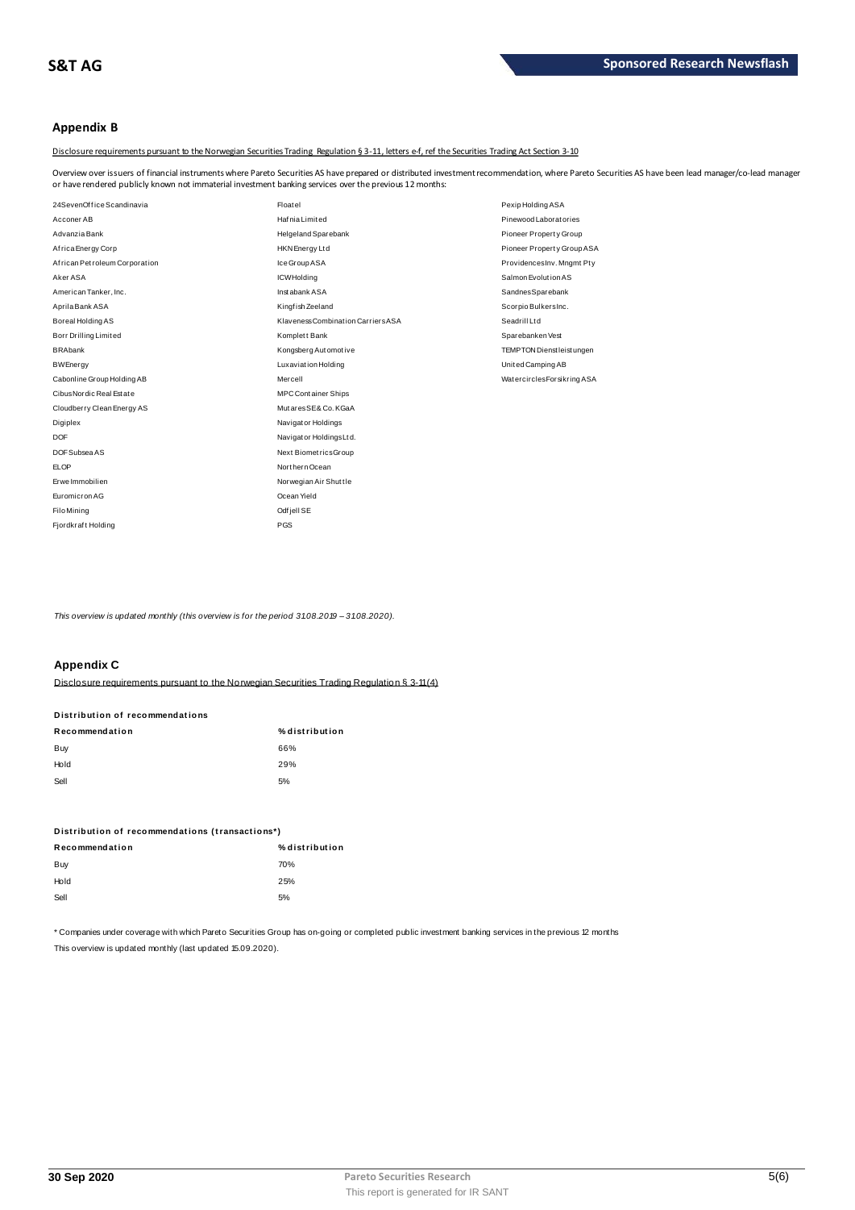## Appendix B

Disclosure requirements pursuant to the Norwegian Securities Trading Regulation § 3-11, letters e-f, ref the Securities Trading Act Section 3-10

Overview over issuers of financial instruments where Pareto Securities AS have prepared or distributed investment recommendation, where Pareto Securities AS have been lead manager/co-lead manager or have rendered publicly known not immaterial investment banking services over the previous 12 months:

| | | |
|---|---|---|
| 24SevenOffice Scandinavia | Floatel | Pexip Holding ASA |
| Acconer AB | Hafnia Limited | Pinewood Laboratories |
| Advanzia Bank | Helgeland Sparebank | Pioneer Property Group |
| Africa Energy Corp | HKN Energy Ltd | Pioneer Property Group ASA |
| African Petroleum Corporation | Ice Group ASA | Providences Inv. Mngmt Pty |
| Aker ASA | ICW Holding | Salmon Evolution AS |
| American Tanker, Inc. | Instabank ASA | Sandnes Sparebank |
| Aprila Bank ASA | Kingfish Zeeland | Scorpio Bulkers Inc. |
| Boreal Holding AS | Klaveness Combination Carriers ASA | Seadrill Ltd |
| Borr Drilling Limited | Komplett Bank | Sparebanken Vest |
| BRAbank | Kongsberg Automotive | TEMPTON Dienstleistungen |
| BW Energy | Luxaviation Holding | United Camping AB |
| Cabonline Group Holding AB | Mercell | Watercircles Forsikring ASA |
| Cibus Nordic Real Estate | MPC Container Ships | |
| Cloudberry Clean Energy AS | Mutares SE& Co. KGaA | |
| Digiplex | Navigator Holdings | |
| DOF | Navigator Holdings Ltd. | |
| DOF Subsea AS | Next Biometrics Group | |
| ELOP | Northern Ocean | |
| Erwe Immobilien | Norwegian Air Shuttle | |
| Euromicron AG | Ocean Yield | |
| Filo Mining | Odfjell SE | |
| Fjordkraft Holding | PGS | |

*This overview is updated monthly (this overview is for the period 31.08.2019 – 31.08.2020).*

## Appendix C

Disclosure requirements pursuant to the Norwegian Securities Trading Regulation § 3-11(4)

**Distribution of recommendations**

| Recommendation | % distribution |
|---|---|
| Buy | 66% |
| Hold | 29% |
| Sell | 5% |

**Distribution of recommendations (transactions*)**

| Recommendation | % distribution |
|---|---|
| Buy | 70% |
| Hold | 25% |
| Sell | 5% |

* Companies under coverage with which Pareto Securities Group has on-going or completed public investment banking services in the previous 12 months

This overview is updated monthly (last updated 15.09.2020).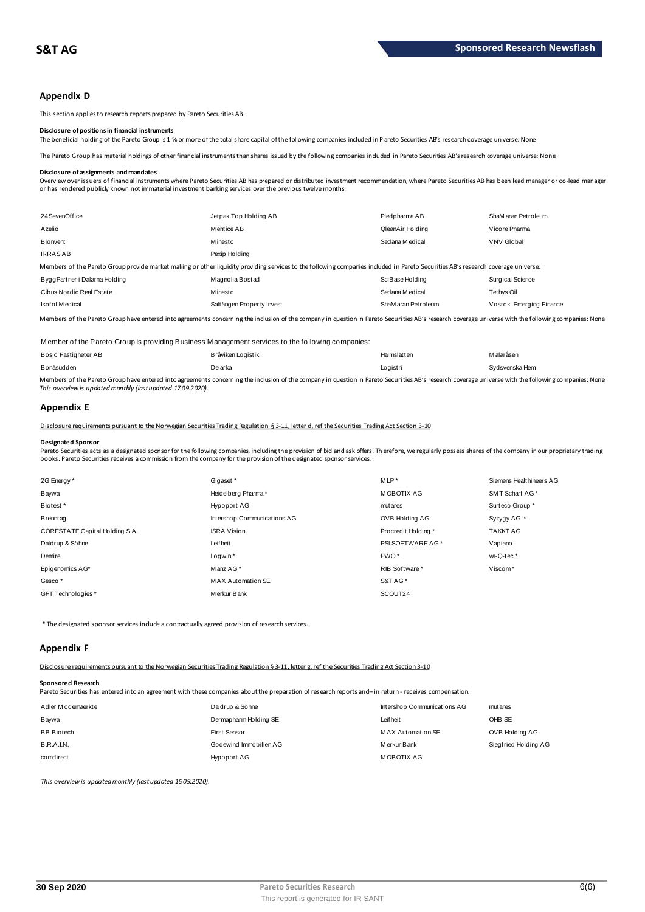## Appendix D

This section applies to research reports prepared by Pareto Securities AB.

**Disclosure of positions in financial instruments**

The beneficial holding of the Pareto Group is 1 % or more of the total share capital of the following companies included in Pareto Securities AB's research coverage universe: None

The Pareto Group has material holdings of other financial instruments than shares issued by the following companies included in Pareto Securities AB's research coverage universe: None

**Disclosure of assignments and mandates**

Overview over issuers of financial instruments where Pareto Securities AB has prepared or distributed investment recommendation, where Pareto Securities AB has been lead manager or co-lead manager or has rendered publicly known not immaterial investment banking services over the previous twelve months:

| | | | |
|---|---|---|---|
| 24SevenOffice | Jetpak Top Holding AB | Pledpharma AB | ShaMaran Petroleum |
| Azelio | Mentice AB | QleanAir Holding | Vicore Pharma |
| Bionvent | Minesto | Sedana Medical | VNV Global |
| IRRAS AB | Pexip Holding | | |

Members of the Pareto Group provide market making or other liquidity providing services to the following companies included in Pareto Securities AB's research coverage universe:

| | | | |
|---|---|---|---|
| ByggPartner i Dalarna Holding | Magnolia Bostad | SciBase Holding | Surgical Science |
| Cibus Nordic Real Estate | Minesto | Sedana Medical | Tethys Oil |
| Isofol Medical | Saltängen Property Invest | ShaMaran Petroleum | Vostok Emerging Finance |

Members of the Pareto Group have entered into agreements concerning the inclusion of the company in question in Pareto Securities AB's research coverage universe with the following companies: None

Member of the Pareto Group is providing Business Management services to the following companies:

| | | | |
|---|---|---|---|
| Bosjö Fastigheter AB | Bråviken Logistik | Halmslätten | Mälaråsen |
| Bonäsudden | Delarka | Logistri | Sydsvenska Hem |

Members of the Pareto Group have entered into agreements concerning the inclusion of the company in question in Pareto Securities AB's research coverage universe with the following companies: None

*This overview is updated monthly (last updated 17.09.2020).*

## Appendix E

Disclosure requirements pursuant to the Norwegian Securities Trading Regulation § 3-11, letter d, ref the Securities Trading Act Section 3-10

**Designated Sponsor**

Pareto Securities acts as a designated sponsor for the following companies, including the provision of bid and ask offers. Therefore, we regularly possess shares of the company in our proprietary trading books. Pareto Securities receives a commission from the company for the provision of the designated sponsor services.

| | | | |
|---|---|---|---|
| 2G Energy * | Gigaset * | MLP * | Siemens Healthineers AG |
| Baywa | Heidelberg Pharma * | MOBOTIX AG | SMT Scharf AG * |
| Biotest * | Hypoport AG | mutares | Surteco Group * |
| Brenntag | Intershop Communications AG | OVB Holding AG | Syzygy AG * |
| CORESTATE Capital Holding S.A. | ISRA Vision | Procredit Holding * | TAKKT AG |
| Daldrup & Söhne | Leifheit | PSI SOFTWARE AG * | Vapiano |
| Demire | Logwin * | PWO * | va-Q-tec * |
| Epigenomics AG* | Manz AG * | RIB Software * | Viscom * |
| Gesco * | MAX Automation SE | S&T AG * | |
| GFT Technologies * | Merkur Bank | SCOUT24 | |

\* The designated sponsor services include a contractually agreed provision of research services.

## Appendix F

Disclosure requirements pursuant to the Norwegian Securities Trading Regulation § 3-11, letter g, ref the Securities Trading Act Section 3-10

**Sponsored Research**

Pareto Securities has entered into an agreement with these companies about the preparation of research reports and– in return - receives compensation.

| | | | |
|---|---|---|---|
| Adler Modemaerkte | Daldrup & Söhne | Intershop Communications AG | mutares |
| Baywa | Dermapharm Holding SE | Leifheit | OHB SE |
| BB Biotech | First Sensor | MAX Automation SE | OVB Holding AG |
| B.R.A.I.N. | Godewind Immobilien AG | Merkur Bank | Siegfried Holding AG |
| comdirect | Hypoport AG | MOBOTIX AG | |

*This overview is updated monthly (last updated 16.09.2020).*